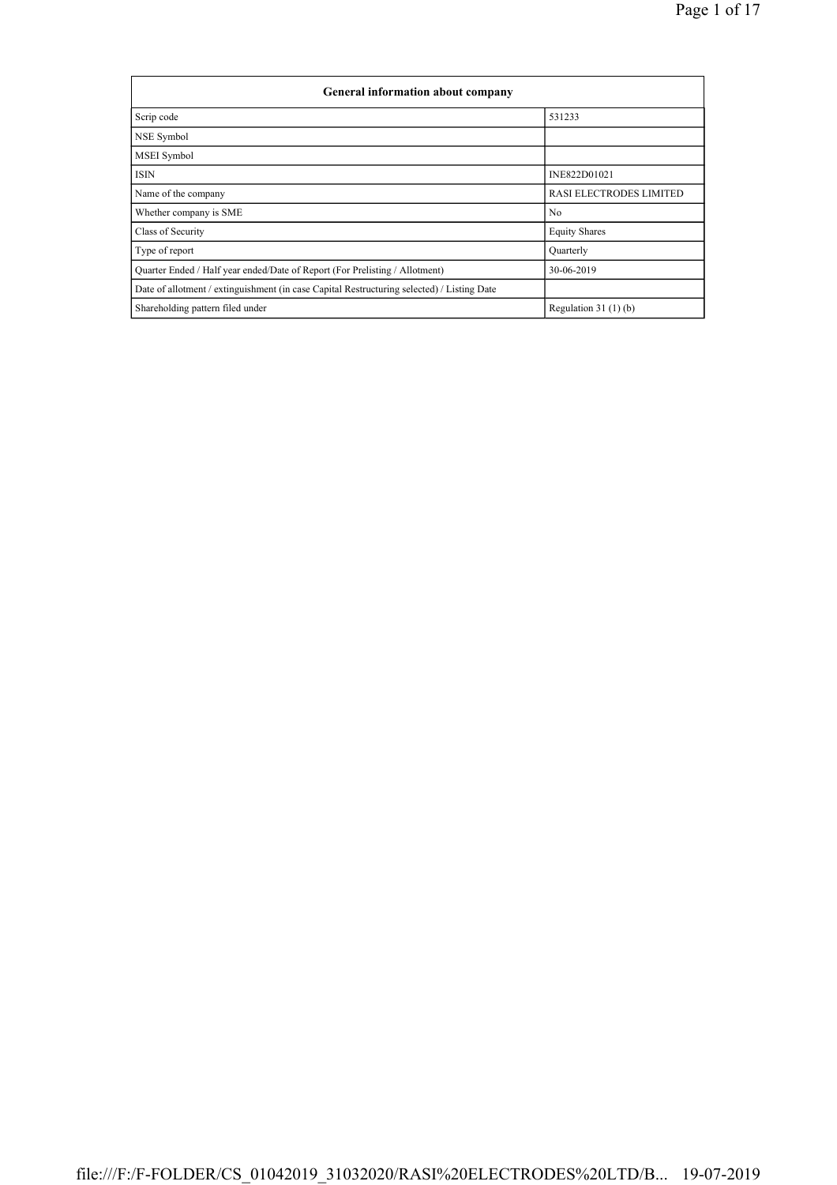| General information about company | |
|---|---|
| Scrip code | 531233 |
| NSE Symbol | |
| MSEI Symbol | |
| ISIN | INE822D01021 |
| Name of the company | RASI ELECTRODES LIMITED |
| Whether company is SME | No |
| Class of Security | Equity Shares |
| Type of report | Quarterly |
| Quarter Ended / Half year ended/Date of Report (For Prelisting / Allotment) | 30-06-2019 |
| Date of allotment / extinguishment (in case Capital Restructuring selected) / Listing Date | |
| Shareholding pattern filed under | Regulation 31 (1) (b) |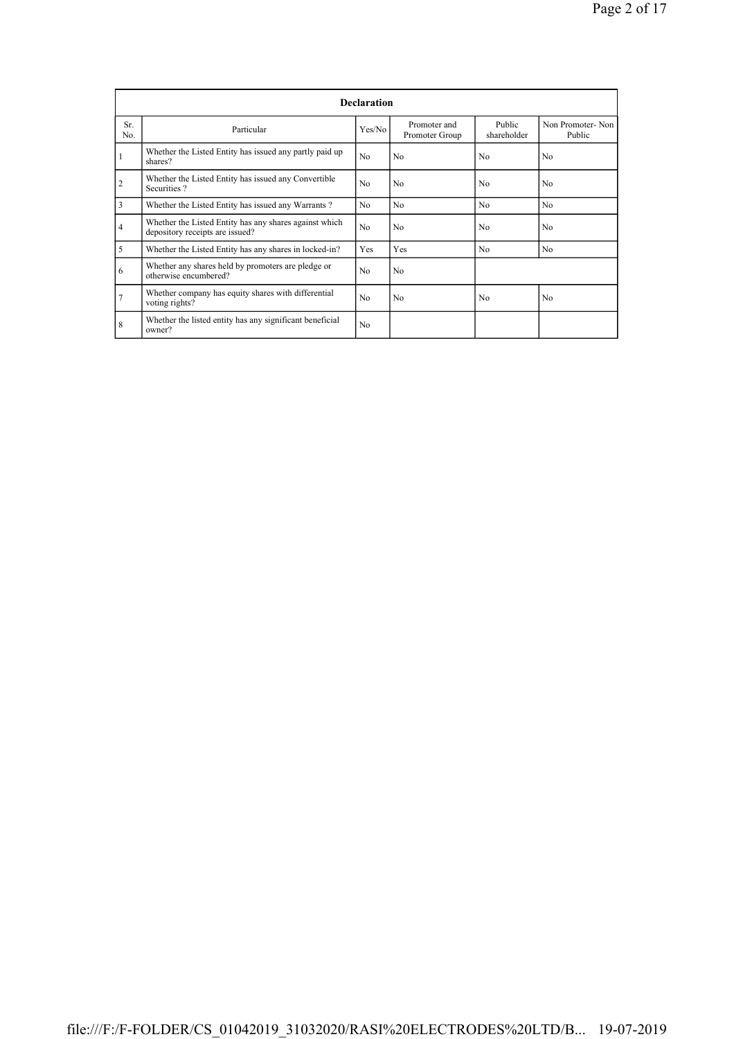| Declaration | | | | | |
|---|---|---|---|---|---|
| Sr. No. | Particular | Yes/No | Promoter and Promoter Group | Public shareholder | Non Promoter- Non Public |
| 1 | Whether the Listed Entity has issued any partly paid up shares? | No | No | No | No |
| 2 | Whether the Listed Entity has issued any Convertible Securities ? | No | No | No | No |
| 3 | Whether the Listed Entity has issued any Warrants ? | No | No | No | No |
| 4 | Whether the Listed Entity has any shares against which depository receipts are issued? | No | No | No | No |
| 5 | Whether the Listed Entity has any shares in locked-in? | Yes | Yes | No | No |
| 6 | Whether any shares held by promoters are pledge or otherwise encumbered? | No | No | | |
| 7 | Whether company has equity shares with differential voting rights? | No | No | No | No |
| 8 | Whether the listed entity has any significant beneficial owner? | No | | | |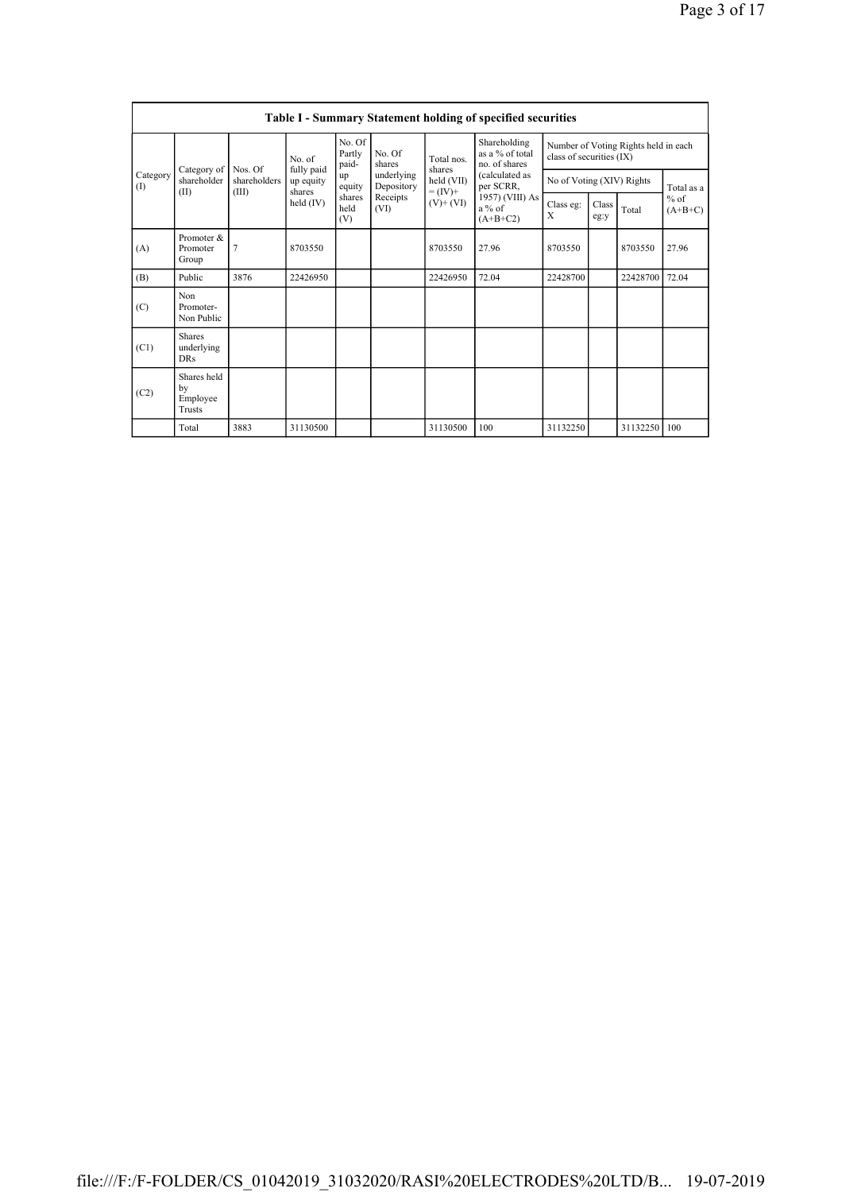| Table I - Summary Statement holding of specified securities | | | | | | | | | | | | |
|---|---|---|---|---|---|---|---|---|---|---|---|---|
| Category (I) | Category of shareholder (II) | Nos. Of shareholders (III) | No. of fully paid up equity shares held (IV) | No. Of Partly paid-up equity shares held (V) | No. Of shares underlying Depository Receipts (VI) | Total nos. shares held (VII) = (IV)+ (V)+ (VI) | Shareholding as a % of total no. of shares (calculated as per SCRR, 1957) (VIII) As a % of (A+B+C2) | Number of Voting Rights held in each class of securities (IX) | | | |
| | | | | | | | | No of Voting (XIV) Rights | | | Total as a % of (A+B+C) |
| | | | | | | | | Class eg: X | Class eg:y | Total | |
| (A) | Promoter & Promoter Group | 7 | 8703550 | | | 8703550 | 27.96 | 8703550 | | 8703550 | 27.96 |
| (B) | Public | 3876 | 22426950 | | | 22426950 | 72.04 | 22428700 | | 22428700 | 72.04 |
| (C) | Non Promoter- Non Public | | | | | | | | | | |
| (C1) | Shares underlying DRs | | | | | | | | | | |
| (C2) | Shares held by Employee Trusts | | | | | | | | | | |
| | Total | 3883 | 31130500 | | | 31130500 | 100 | 31132250 | | 31132250 | 100 |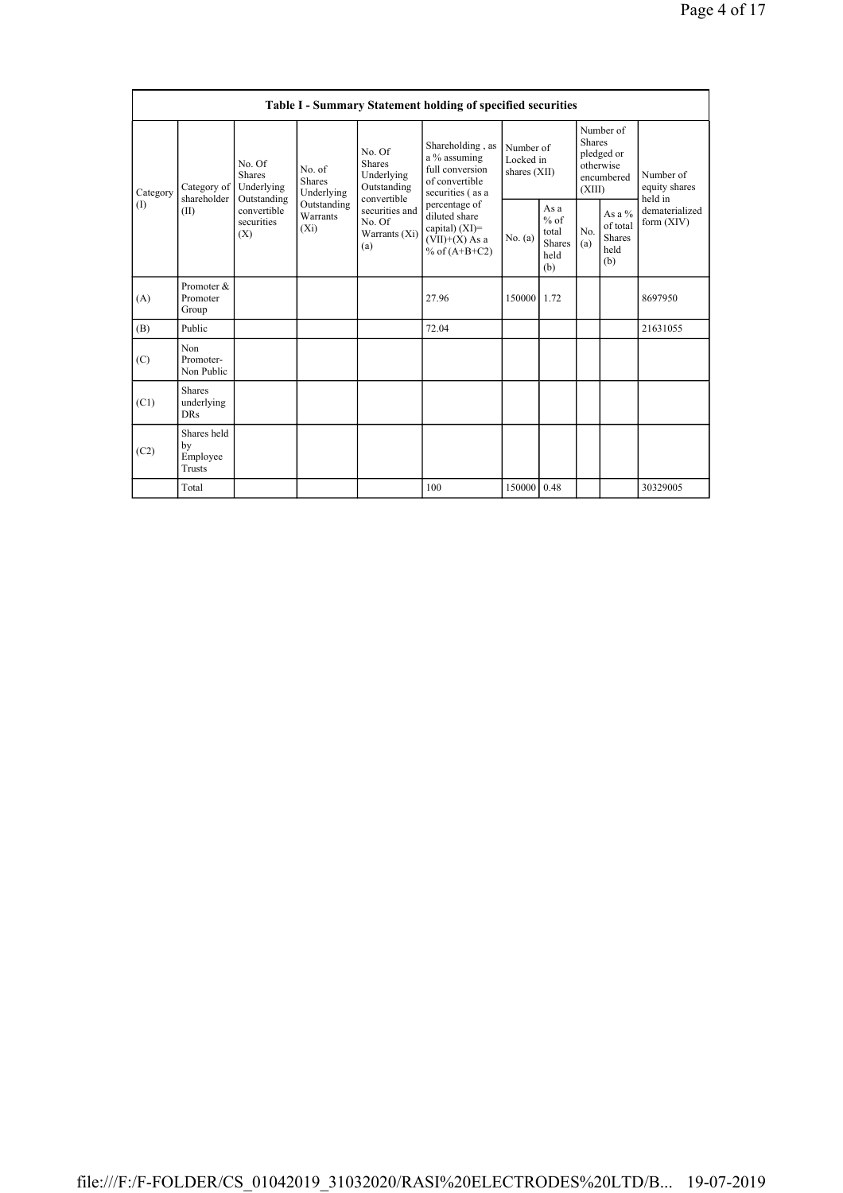| Table I - Summary Statement holding of specified securities | | | | | | | | | | | |
|---|---|---|---|---|---|---|---|---|---|---|---|
| Category (I) | Category of shareholder (II) | No. Of Shares Underlying Outstanding convertible securities (X) | No. of Shares Underlying Outstanding Warrants (Xi) | No. Of Shares Underlying Outstanding convertible securities and No. Of Warrants (Xi) (a) | Shareholding , as a % assuming full conversion of convertible securities ( as a percentage of diluted share capital) (XI)= (VII)+(X) As a % of (A+B+C2) | Number of Locked in shares (XII) | | Number of Shares pledged or otherwise encumbered (XIII) | | Number of equity shares held in dematerialized form (XIV) |
| | | | | | | No. (a) | As a % of total Shares held (b) | No. (a) | As a % of total Shares held (b) | |
| (A) | Promoter & Promoter Group | | | | 27.96 | 150000 | 1.72 | | | 8697950 |
| (B) | Public | | | | 72.04 | | | | | 21631055 |
| (C) | Non Promoter- Non Public | | | | | | | | | |
| (C1) | Shares underlying DRs | | | | | | | | | |
| (C2) | Shares held by Employee Trusts | | | | | | | | | |
| | Total | | | | 100 | 150000 | 0.48 | | | 30329005 |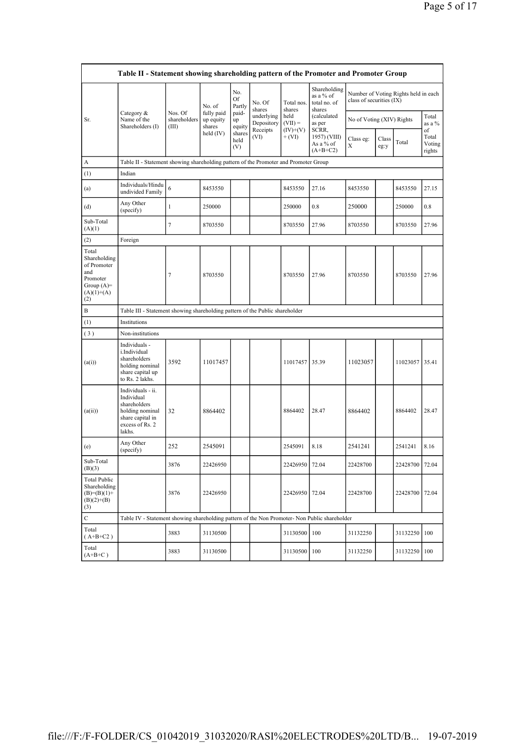| Table II - Statement showing shareholding pattern of the Promoter and Promoter Group | | | | | | | | | | | | |
|---|---|---|---|---|---|---|---|---|---|---|---|---|
| Sr. | Category & Name of the Shareholders (I) | Nos. Of shareholders (III) | No. of fully paid up equity shares held (IV) | No. Of Partly paid-up equity shares held (V) | No. Of shares underlying Depository Receipts (VI) | Total nos. shares held (VII) = (IV)+(V)+ (VI) | Shareholding as a % of total no. of shares (calculated as per SCRR, 1957) (VIII) As a % of (A+B+C2) | Number of Voting Rights held in each class of securities (IX) | | | | |
| | | | | | | | | No of Voting (XIV) Rights | | | Total as a % of Total Voting rights | |
| | | | | | | | | Class eg: X | Class eg:y | Total | | |
| A | Table II - Statement showing shareholding pattern of the Promoter and Promoter Group | | | | | | | | | | | |
| (1) | Indian | | | | | | | | | | | |
| (a) | Individuals/Hindu undivided Family | 6 | 8453550 | | | 8453550 | 27.16 | 8453550 | | 8453550 | 27.15 | |
| (d) | Any Other (specify) | 1 | 250000 | | | 250000 | 0.8 | 250000 | | 250000 | 0.8 | |
| Sub-Total (A)(1) | | 7 | 8703550 | | | 8703550 | 27.96 | 8703550 | | 8703550 | 27.96 | |
| (2) | Foreign | | | | | | | | | | | |
| Total Shareholding of Promoter and Promoter Group (A)= (A)(1)+(A)(2) | | 7 | 8703550 | | | 8703550 | 27.96 | 8703550 | | 8703550 | 27.96 | |
| B | Table III - Statement showing shareholding pattern of the Public shareholder | | | | | | | | | | | |
| (1) | Institutions | | | | | | | | | | | |
| (3) | Non-institutions | | | | | | | | | | | |
| (a(i)) | Individuals - i.Individual shareholders holding nominal share capital up to Rs. 2 lakhs. | 3592 | 11017457 | | | 11017457 | 35.39 | 11023057 | | 11023057 | 35.41 | |
| (a(ii)) | Individuals - ii. Individual shareholders holding nominal share capital in excess of Rs. 2 lakhs. | 32 | 8864402 | | | 8864402 | 28.47 | 8864402 | | 8864402 | 28.47 | |
| (e) | Any Other (specify) | 252 | 2545091 | | | 2545091 | 8.18 | 2541241 | | 2541241 | 8.16 | |
| Sub-Total (B)(3) | | 3876 | 22426950 | | | 22426950 | 72.04 | 22428700 | | 22428700 | 72.04 | |
| Total Public Shareholding (B)=(B)(1)+(B)(2)+(B)(3) | | 3876 | 22426950 | | | 22426950 | 72.04 | 22428700 | | 22428700 | 72.04 | |
| C | Table IV - Statement showing shareholding pattern of the Non Promoter- Non Public shareholder | | | | | | | | | | | |
| Total (A+B+C2) | | 3883 | 31130500 | | | 31130500 | 100 | 31132250 | | 31132250 | 100 | |
| Total (A+B+C) | | 3883 | 31130500 | | | 31130500 | 100 | 31132250 | | 31132250 | 100 | |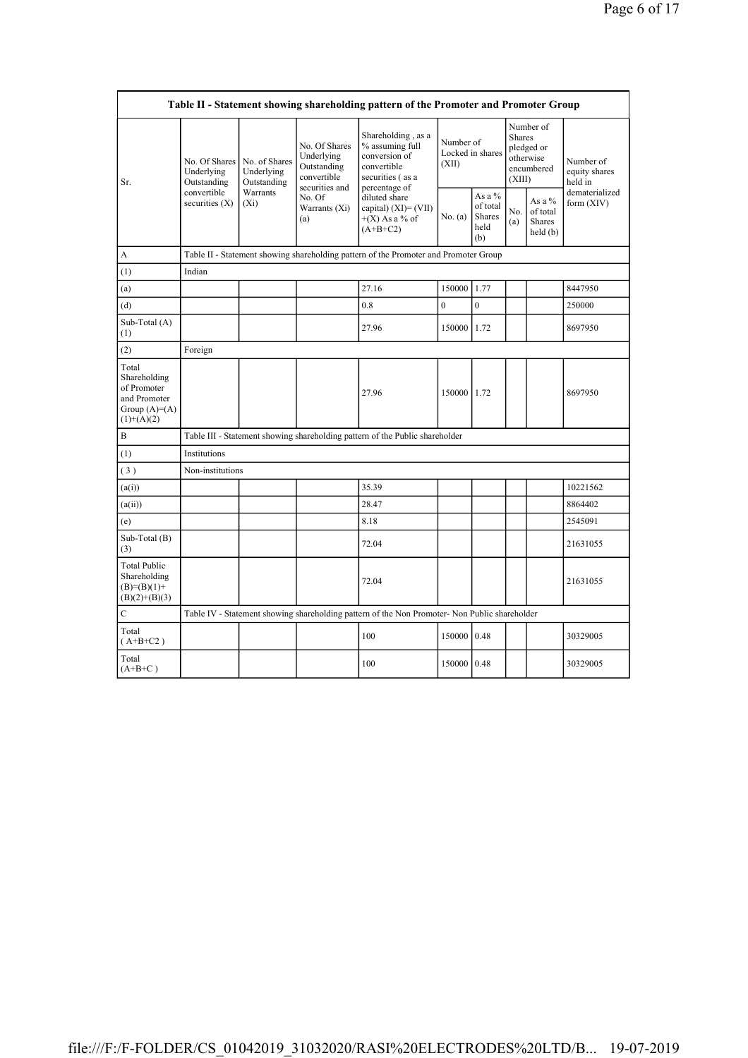| Table II - Statement showing shareholding pattern of the Promoter and Promoter Group | | | | | | | | | |
|---|---|---|---|---|---|---|---|---|---|
| Sr. | No. Of Shares Underlying Outstanding convertible securities (X) | No. of Shares Underlying Outstanding Warrants (Xi) | No. Of Shares Underlying Outstanding convertible securities and No. Of Warrants (Xi) (a) | Shareholding , as a % assuming full conversion of convertible securities ( as a percentage of diluted share capital) (XI)= (VII)+(X) As a % of (A+B+C2) | Number of Locked in shares (XII) | | Number of Shares pledged or otherwise encumbered (XIII) | | Number of equity shares held in dematerialized form (XIV) |
| | | | | | No. (a) | As a % of total Shares held (b) | No. (a) | As a % of total Shares held (b) | |
| A | Table II - Statement showing shareholding pattern of the Promoter and Promoter Group | | | | | | | | |
| (1) | Indian | | | | | | | | |
| (a) | | | | 27.16 | 150000 | 1.77 | | | 8447950 |
| (d) | | | | 0.8 | 0 | 0 | | | 250000 |
| Sub-Total (A) (1) | | | | 27.96 | 150000 | 1.72 | | | 8697950 |
| (2) | Foreign | | | | | | | | |
| Total Shareholding of Promoter and Promoter Group (A)=(A)(1)+(A)(2) | | | | 27.96 | 150000 | 1.72 | | | 8697950 |
| B | Table III - Statement showing shareholding pattern of the Public shareholder | | | | | | | | |
| (1) | Institutions | | | | | | | | |
| (3) | Non-institutions | | | | | | | | |
| (a(i)) | | | | 35.39 | | | | | 10221562 |
| (a(ii)) | | | | 28.47 | | | | | 8864402 |
| (e) | | | | 8.18 | | | | | 2545091 |
| Sub-Total (B) (3) | | | | 72.04 | | | | | 21631055 |
| Total Public Shareholding (B)=(B)(1)+(B)(2)+(B)(3) | | | | 72.04 | | | | | 21631055 |
| C | Table IV - Statement showing shareholding pattern of the Non Promoter- Non Public shareholder | | | | | | | | |
| Total ( A+B+C2 ) | | | | 100 | 150000 | 0.48 | | | 30329005 |
| Total (A+B+C ) | | | | 100 | 150000 | 0.48 | | | 30329005 |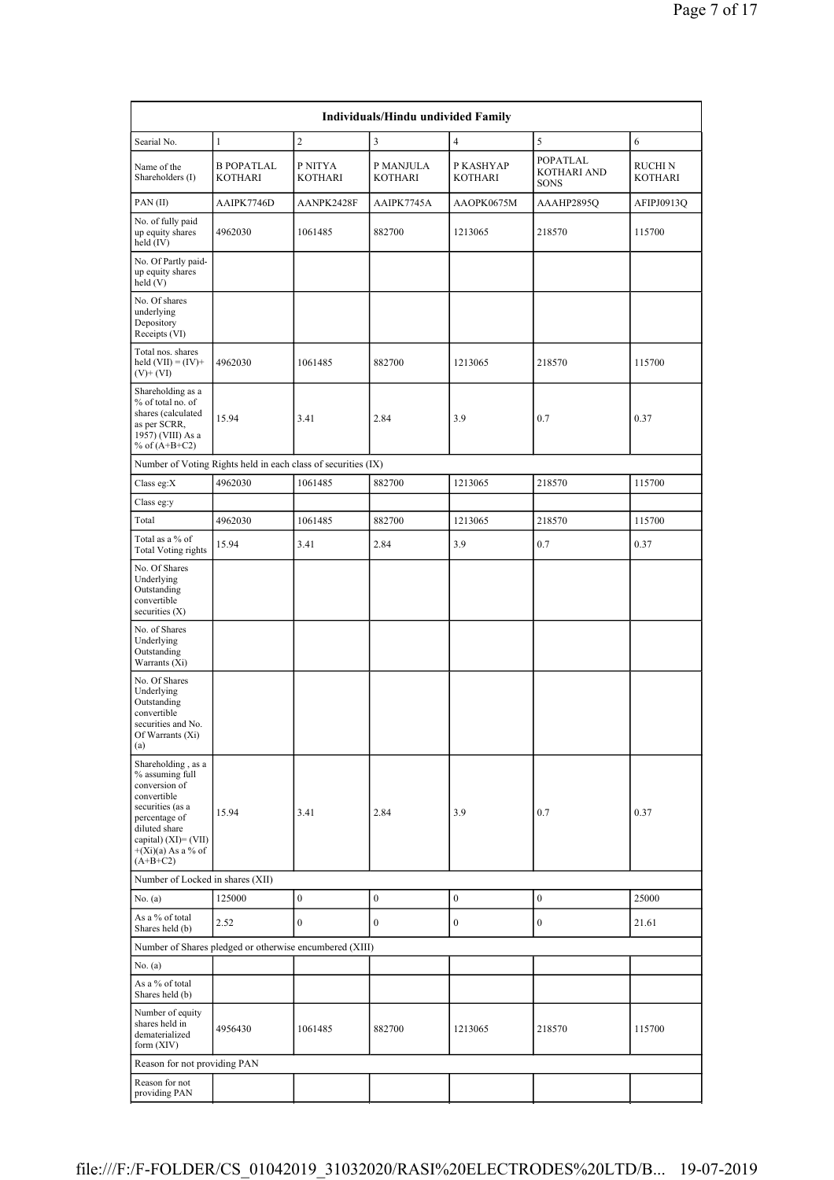| Individuals/Hindu undivided Family | | | | | | |
|---|---|---|---|---|---|---|
| Searial No. | 1 | 2 | 3 | 4 | 5 | 6 |
| Name of the Shareholders (I) | B POPATLAL KOTHARI | P NITYA KOTHARI | P MANJULA KOTHARI | P KASHYAP KOTHARI | POPATLAL KOTHARI AND SONS | RUCHI N KOTHARI |
| PAN (II) | AAIPK7746D | AANPK2428F | AAIPK7745A | AAOPK0675M | AAAHP2895Q | AFIPJ0913Q |
| No. of fully paid up equity shares held (IV) | 4962030 | 1061485 | 882700 | 1213065 | 218570 | 115700 |
| No. Of Partly paid-up equity shares held (V) | | | | | | |
| No. Of shares underlying Depository Receipts (VI) | | | | | | |
| Total nos. shares held (VII) = (IV)+(V)+ (VI) | 4962030 | 1061485 | 882700 | 1213065 | 218570 | 115700 |
| Shareholding as a % of total no. of shares (calculated as per SCRR, 1957) (VIII) As a % of (A+B+C2) | 15.94 | 3.41 | 2.84 | 3.9 | 0.7 | 0.37 |
| Number of Voting Rights held in each class of securities (IX) | | | | | | |
| Class eg:X | 4962030 | 1061485 | 882700 | 1213065 | 218570 | 115700 |
| Class eg:y | | | | | | |
| Total | 4962030 | 1061485 | 882700 | 1213065 | 218570 | 115700 |
| Total as a % of Total Voting rights | 15.94 | 3.41 | 2.84 | 3.9 | 0.7 | 0.37 |
| No. Of Shares Underlying Outstanding convertible securities (X) | | | | | | |
| No. of Shares Underlying Outstanding Warrants (Xi) | | | | | | |
| No. Of Shares Underlying Outstanding convertible securities and No. Of Warrants (Xi) (a) | | | | | | |
| Shareholding , as a % assuming full conversion of convertible securities (as a percentage of diluted share capital) (XI)= (VII)+(Xi)(a) As a % of (A+B+C2) | 15.94 | 3.41 | 2.84 | 3.9 | 0.7 | 0.37 |
| Number of Locked in shares (XII) | | | | | | |
| No. (a) | 125000 | 0 | 0 | 0 | 0 | 25000 |
| As a % of total Shares held (b) | 2.52 | 0 | 0 | 0 | 0 | 21.61 |
| Number of Shares pledged or otherwise encumbered (XIII) | | | | | | |
| No. (a) | | | | | | |
| As a % of total Shares held (b) | | | | | | |
| Number of equity shares held in dematerialized form (XIV) | 4956430 | 1061485 | 882700 | 1213065 | 218570 | 115700 |
| Reason for not providing PAN | | | | | | |
| Reason for not providing PAN | | | | | | |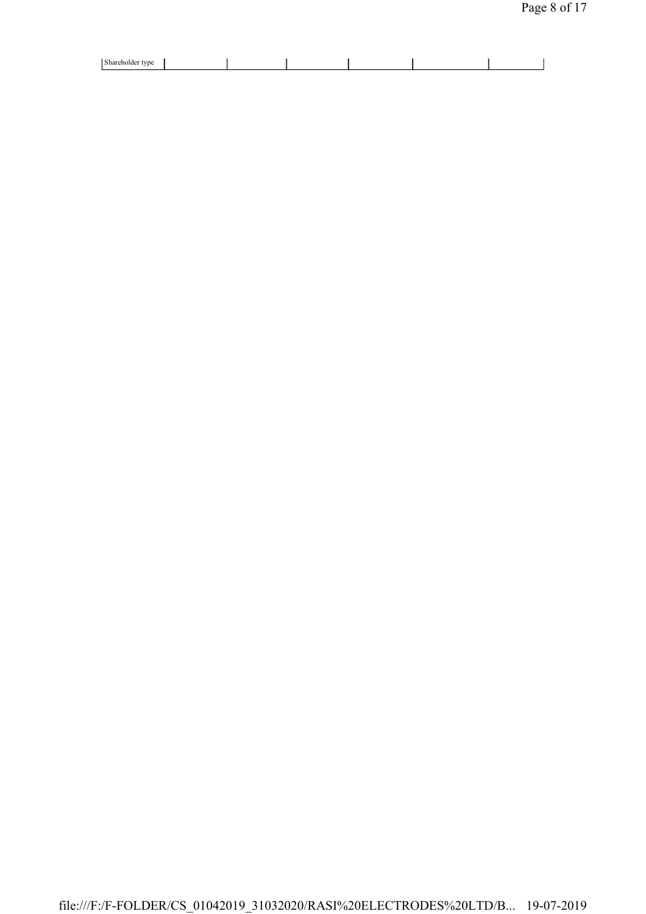| Shareholder type | | | | | | |
|---|---|---|---|---|---|---|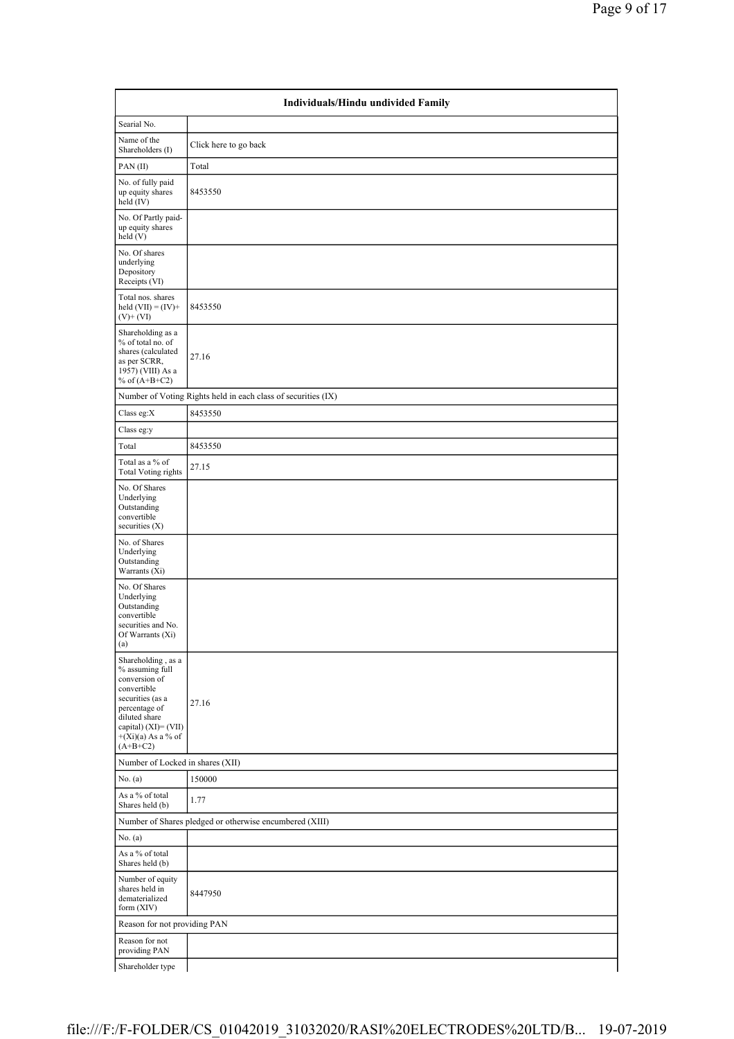| Individuals/Hindu undivided Family | |
|---|---|
| Searial No. | |
| Name of the Shareholders (I) | Click here to go back |
| PAN (II) | Total |
| No. of fully paid up equity shares held (IV) | 8453550 |
| No. Of Partly paid-up equity shares held (V) | |
| No. Of shares underlying Depository Receipts (VI) | |
| Total nos. shares held (VII) = (IV)+(V)+ (VI) | 8453550 |
| Shareholding as a % of total no. of shares (calculated as per SCRR, 1957) (VIII) As a % of (A+B+C2) | 27.16 |
| Number of Voting Rights held in each class of securities (IX) | |
| Class eg:X | 8453550 |
| Class eg:y | |
| Total | 8453550 |
| Total as a % of Total Voting rights | 27.15 |
| No. Of Shares Underlying Outstanding convertible securities (X) | |
| No. of Shares Underlying Outstanding Warrants (Xi) | |
| No. Of Shares Underlying Outstanding convertible securities and No. Of Warrants (Xi) (a) | |
| Shareholding , as a % assuming full conversion of convertible securities (as a percentage of diluted share capital) (XI)= (VII)+(Xi)(a) As a % of (A+B+C2) | 27.16 |
| Number of Locked in shares (XII) | |
| No. (a) | 150000 |
| As a % of total Shares held (b) | 1.77 |
| Number of Shares pledged or otherwise encumbered (XIII) | |
| No. (a) | |
| As a % of total Shares held (b) | |
| Number of equity shares held in dematerialized form (XIV) | 8447950 |
| Reason for not providing PAN | |
| Reason for not providing PAN | |
| Shareholder type | |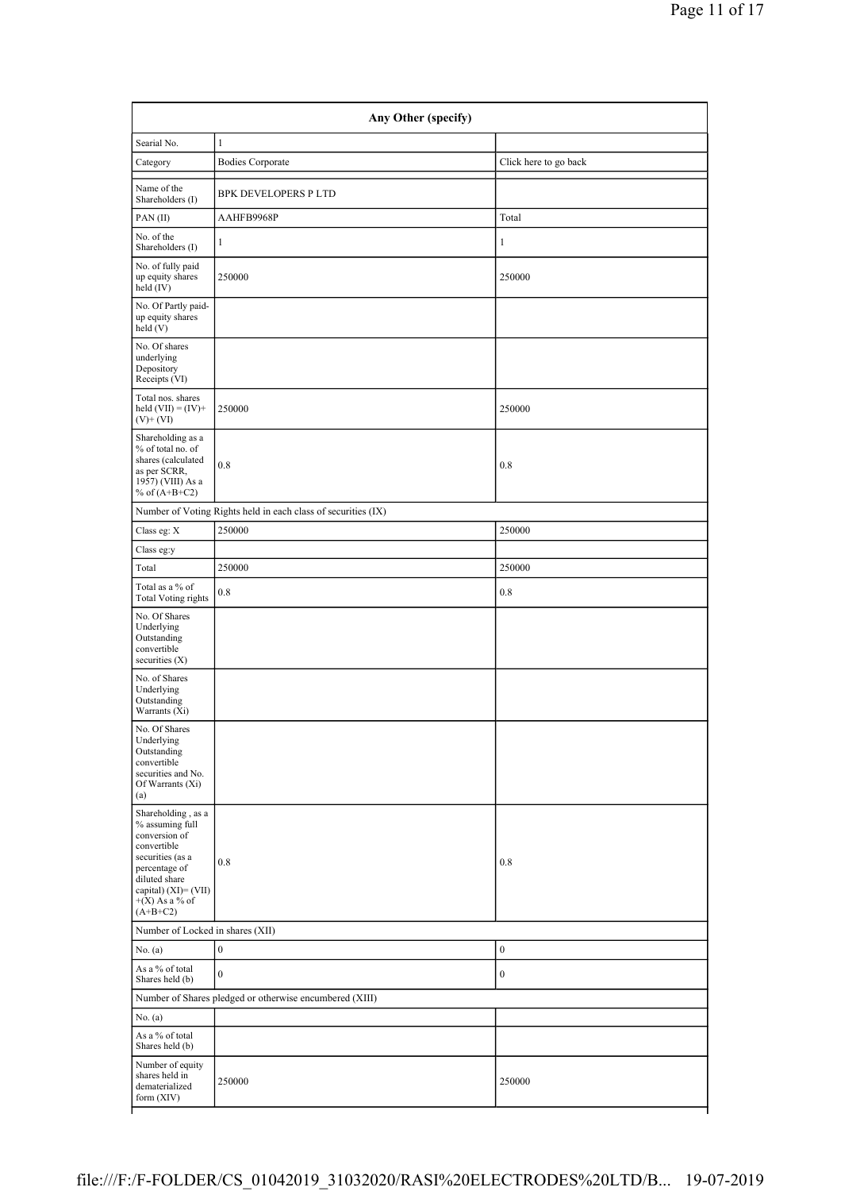| Any Other (specify) | | |
|---|---|---|
| Searial No. | 1 | |
| Category | Bodies Corporate | Click here to go back |
| Name of the Shareholders (I) | BPK DEVELOPERS P LTD | |
| PAN (II) | AAHFB9968P | Total |
| No. of the Shareholders (I) | 1 | 1 |
| No. of fully paid up equity shares held (IV) | 250000 | 250000 |
| No. Of Partly paid-up equity shares held (V) | | |
| No. Of shares underlying Depository Receipts (VI) | | |
| Total nos. shares held (VII) = (IV)+ (V)+ (VI) | 250000 | 250000 |
| Shareholding as a % of total no. of shares (calculated as per SCRR, 1957) (VIII) As a % of (A+B+C2) | 0.8 | 0.8 |
| Number of Voting Rights held in each class of securities (IX) | | |
| Class eg: X | 250000 | 250000 |
| Class eg:y | | |
| Total | 250000 | 250000 |
| Total as a % of Total Voting rights | 0.8 | 0.8 |
| No. Of Shares Underlying Outstanding convertible securities (X) | | |
| No. of Shares Underlying Outstanding Warrants (Xi) | | |
| No. Of Shares Underlying Outstanding convertible securities and No. Of Warrants (Xi) (a) | | |
| Shareholding , as a % assuming full conversion of convertible securities (as a percentage of diluted share capital) (XI)= (VII) +(X) As a % of (A+B+C2) | 0.8 | 0.8 |
| Number of Locked in shares (XII) | | |
| No. (a) | 0 | 0 |
| As a % of total Shares held (b) | 0 | 0 |
| Number of Shares pledged or otherwise encumbered (XIII) | | |
| No. (a) | | |
| As a % of total Shares held (b) | | |
| Number of equity shares held in dematerialized form (XIV) | 250000 | 250000 |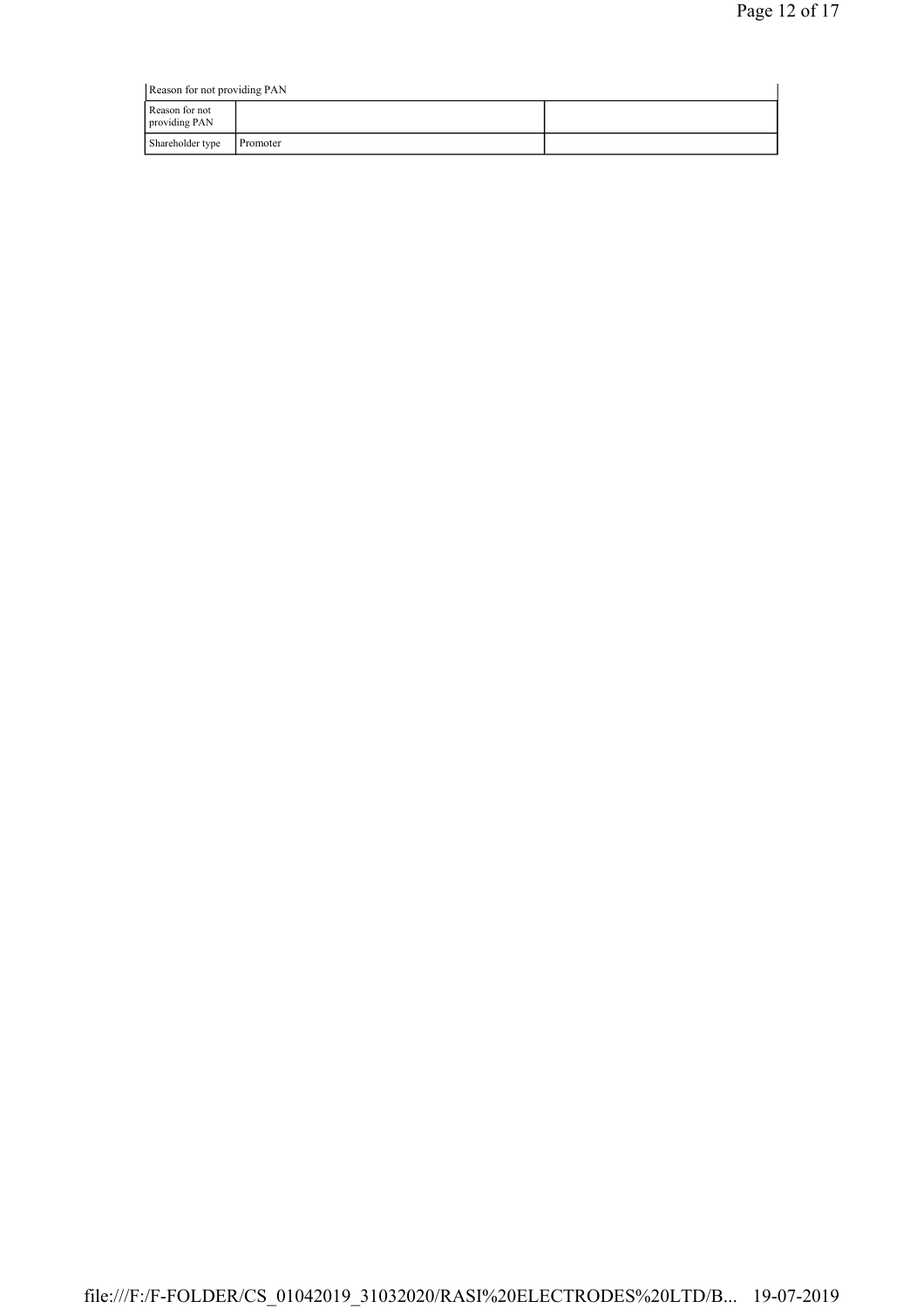| Reason for not providing PAN | | |
|---|---|---|
| Reason for not providing PAN | | |
| Shareholder type | Promoter | |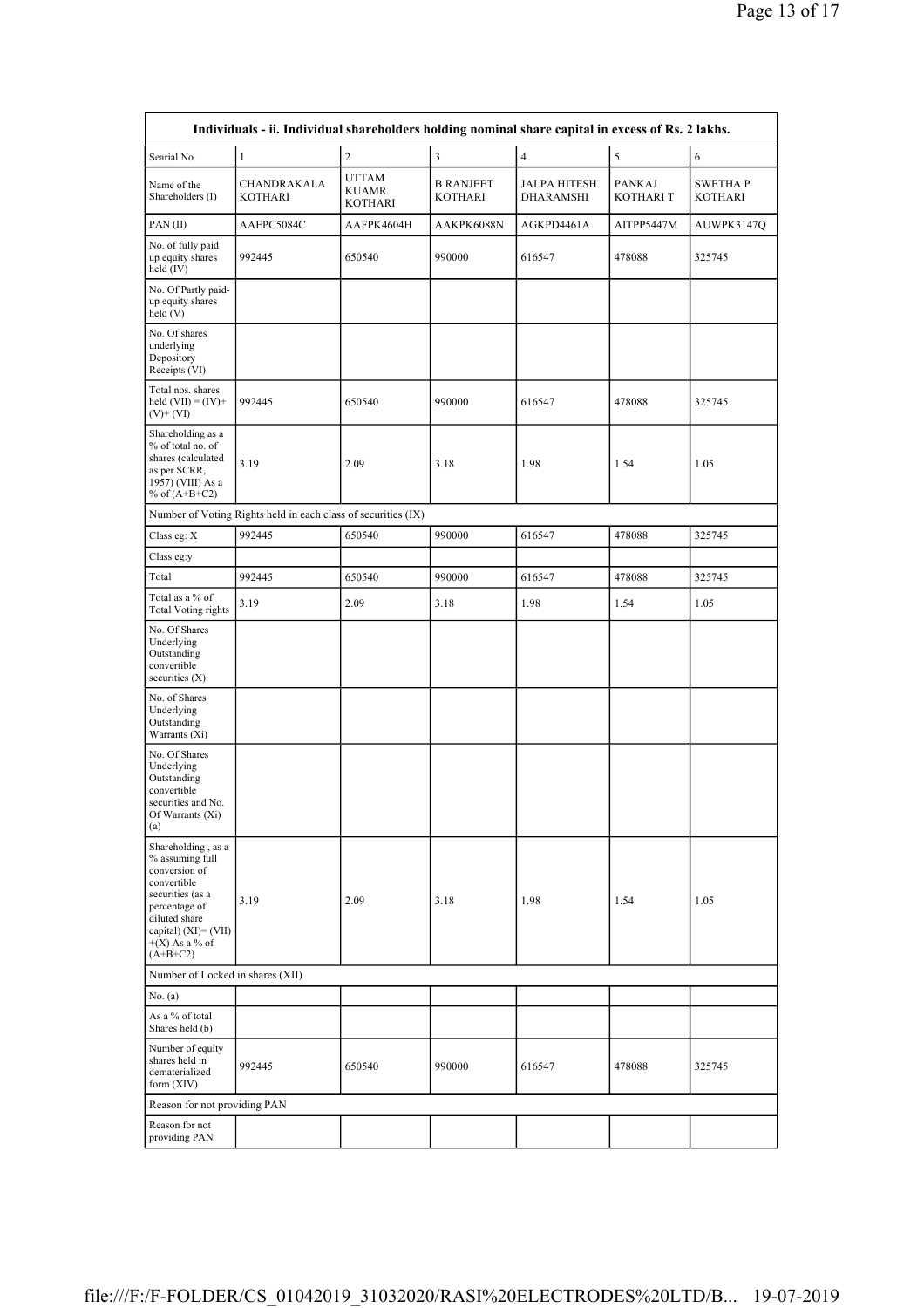| Individuals - ii. Individual shareholders holding nominal share capital in excess of Rs. 2 lakhs. | | | | | | |
|---|---|---|---|---|---|---|
| Searial No. | 1 | 2 | 3 | 4 | 5 | 6 |
| Name of the Shareholders (I) | CHANDRAKALA KOTHARI | UTTAM KUAMR KOTHARI | B RANJEET KOTHARI | JALPA HITESH DHARAMSHI | PANKAJ KOTHARI T | SWETHA P KOTHARI |
| PAN (II) | AAEPC5084C | AAFPK4604H | AAKPK6088N | AGKPD4461A | AITPP5447M | AUWPK3147Q |
| No. of fully paid up equity shares held (IV) | 992445 | 650540 | 990000 | 616547 | 478088 | 325745 |
| No. Of Partly paid-up equity shares held (V) | | | | | | |
| No. Of shares underlying Depository Receipts (VI) | | | | | | |
| Total nos. shares held (VII) = (IV)+ (V)+ (VI) | 992445 | 650540 | 990000 | 616547 | 478088 | 325745 |
| Shareholding as a % of total no. of shares (calculated as per SCRR, 1957) (VIII) As a % of (A+B+C2) | 3.19 | 2.09 | 3.18 | 1.98 | 1.54 | 1.05 |
| Number of Voting Rights held in each class of securities (IX) | | | | | | |
| Class eg: X | 992445 | 650540 | 990000 | 616547 | 478088 | 325745 |
| Class eg:y | | | | | | |
| Total | 992445 | 650540 | 990000 | 616547 | 478088 | 325745 |
| Total as a % of Total Voting rights | 3.19 | 2.09 | 3.18 | 1.98 | 1.54 | 1.05 |
| No. Of Shares Underlying Outstanding convertible securities (X) | | | | | | |
| No. of Shares Underlying Outstanding Warrants (Xi) | | | | | | |
| No. Of Shares Underlying Outstanding convertible securities and No. Of Warrants (Xi) (a) | | | | | | |
| Shareholding , as a % assuming full conversion of convertible securities (as a percentage of diluted share capital) (XI)= (VII) +(X) As a % of (A+B+C2) | 3.19 | 2.09 | 3.18 | 1.98 | 1.54 | 1.05 |
| Number of Locked in shares (XII) | | | | | | |
| No. (a) | | | | | | |
| As a % of total Shares held (b) | | | | | | |
| Number of equity shares held in dematerialized form (XIV) | 992445 | 650540 | 990000 | 616547 | 478088 | 325745 |
| Reason for not providing PAN | | | | | | |
| Reason for not providing PAN | | | | | | |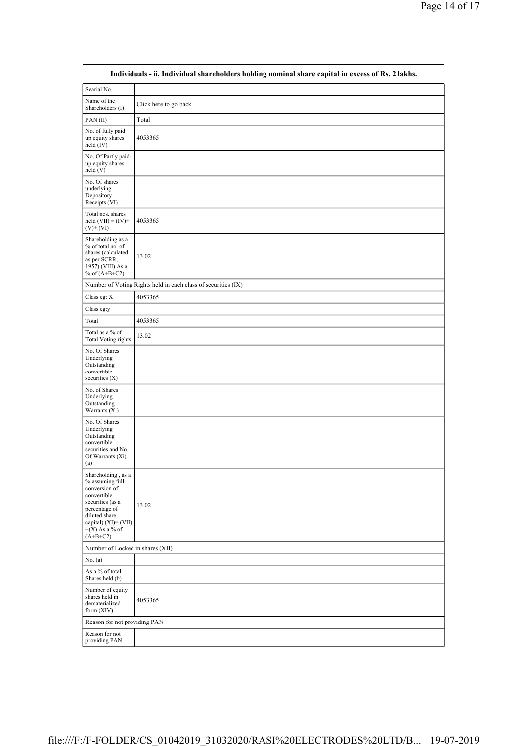| Individuals - ii. Individual shareholders holding nominal share capital in excess of Rs. 2 lakhs. | |
|---|---|
| Searial No. | |
| Name of the Shareholders (I) | Click here to go back |
| PAN (II) | Total |
| No. of fully paid up equity shares held (IV) | 4053365 |
| No. Of Partly paid-up equity shares held (V) | |
| No. Of shares underlying Depository Receipts (VI) | |
| Total nos. shares held (VII) = (IV)+(V)+ (VI) | 4053365 |
| Shareholding as a % of total no. of shares (calculated as per SCRR, 1957) (VIII) As a % of (A+B+C2) | 13.02 |
| Number of Voting Rights held in each class of securities (IX) | |
| Class eg: X | 4053365 |
| Class eg:y | |
| Total | 4053365 |
| Total as a % of Total Voting rights | 13.02 |
| No. Of Shares Underlying Outstanding convertible securities (X) | |
| No. of Shares Underlying Outstanding Warrants (Xi) | |
| No. Of Shares Underlying Outstanding convertible securities and No. Of Warrants (Xi) (a) | |
| Shareholding , as a % assuming full conversion of convertible securities (as a percentage of diluted share capital) (XI)= (VII)+(X) As a % of (A+B+C2) | 13.02 |
| Number of Locked in shares (XII) | |
| No. (a) | |
| As a % of total Shares held (b) | |
| Number of equity shares held in dematerialized form (XIV) | 4053365 |
| Reason for not providing PAN | |
| Reason for not providing PAN | |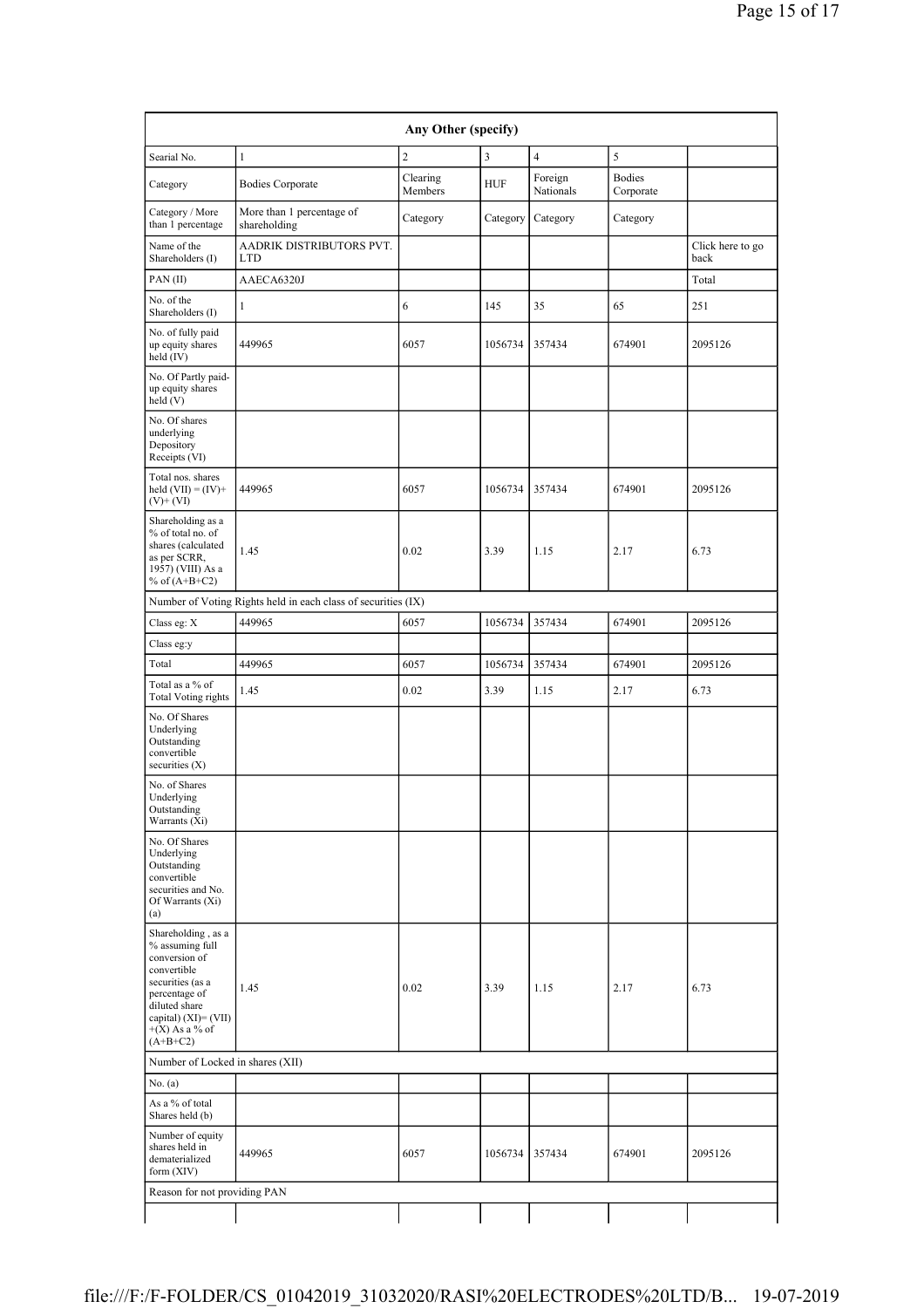| Any Other (specify) | | | | | | |
|---|---|---|---|---|---|---|
| Searial No. | 1 | 2 | 3 | 4 | 5 | |
| Category | Bodies Corporate | Clearing Members | HUF | Foreign Nationals | Bodies Corporate | |
| Category / More than 1 percentage | More than 1 percentage of shareholding | Category | Category | Category | Category | |
| Name of the Shareholders (I) | AADRIK DISTRIBUTORS PVT. LTD | | | | | Click here to go back |
| PAN (II) | AAECA6320J | | | | | Total |
| No. of the Shareholders (I) | 1 | 6 | 145 | 35 | 65 | 251 |
| No. of fully paid up equity shares held (IV) | 449965 | 6057 | 1056734 | 357434 | 674901 | 2095126 |
| No. Of Partly paid-up equity shares held (V) | | | | | | |
| No. Of shares underlying Depository Receipts (VI) | | | | | | |
| Total nos. shares held (VII) = (IV)+(V)+ (VI) | 449965 | 6057 | 1056734 | 357434 | 674901 | 2095126 |
| Shareholding as a % of total no. of shares (calculated as per SCRR, 1957) (VIII) As a % of (A+B+C2) | 1.45 | 0.02 | 3.39 | 1.15 | 2.17 | 6.73 |
| Number of Voting Rights held in each class of securities (IX) | | | | | | |
| Class eg: X | 449965 | 6057 | 1056734 | 357434 | 674901 | 2095126 |
| Class eg:y | | | | | | |
| Total | 449965 | 6057 | 1056734 | 357434 | 674901 | 2095126 |
| Total as a % of Total Voting rights | 1.45 | 0.02 | 3.39 | 1.15 | 2.17 | 6.73 |
| No. Of Shares Underlying Outstanding convertible securities (X) | | | | | | |
| No. of Shares Underlying Outstanding Warrants (Xi) | | | | | | |
| No. Of Shares Underlying Outstanding convertible securities and No. Of Warrants (Xi) (a) | | | | | | |
| Shareholding , as a % assuming full conversion of convertible securities (as a percentage of diluted share capital) (XI)= (VII)+(X) As a % of (A+B+C2) | 1.45 | 0.02 | 3.39 | 1.15 | 2.17 | 6.73 |
| Number of Locked in shares (XII) | | | | | | |
| No. (a) | | | | | | |
| As a % of total Shares held (b) | | | | | | |
| Number of equity shares held in dematerialized form (XIV) | 449965 | 6057 | 1056734 | 357434 | 674901 | 2095126 |
| Reason for not providing PAN | | | | | | |
| | | | | | | |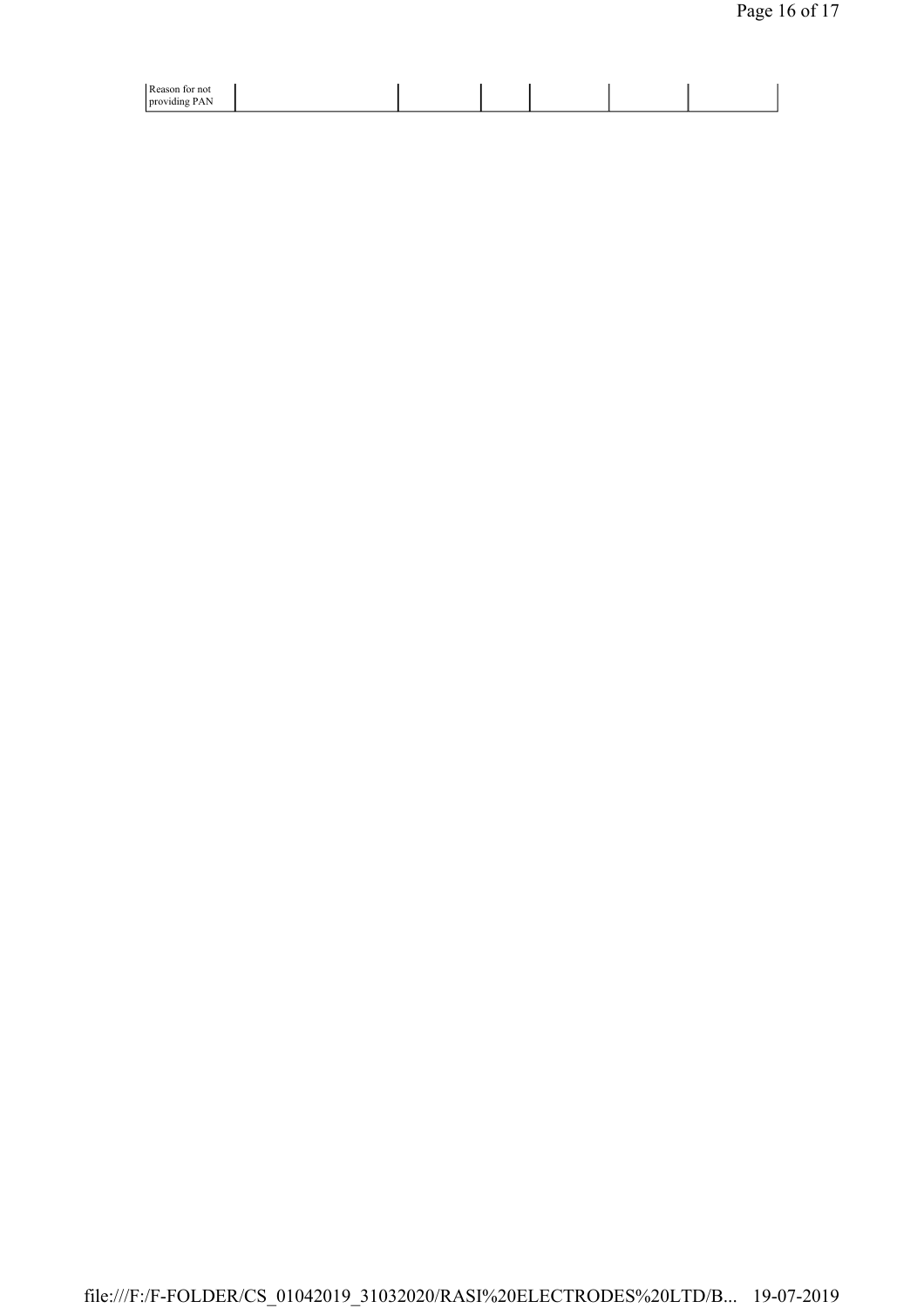| Reason for not providing PAN | | | | | | |
|---|---|---|---|---|---|---|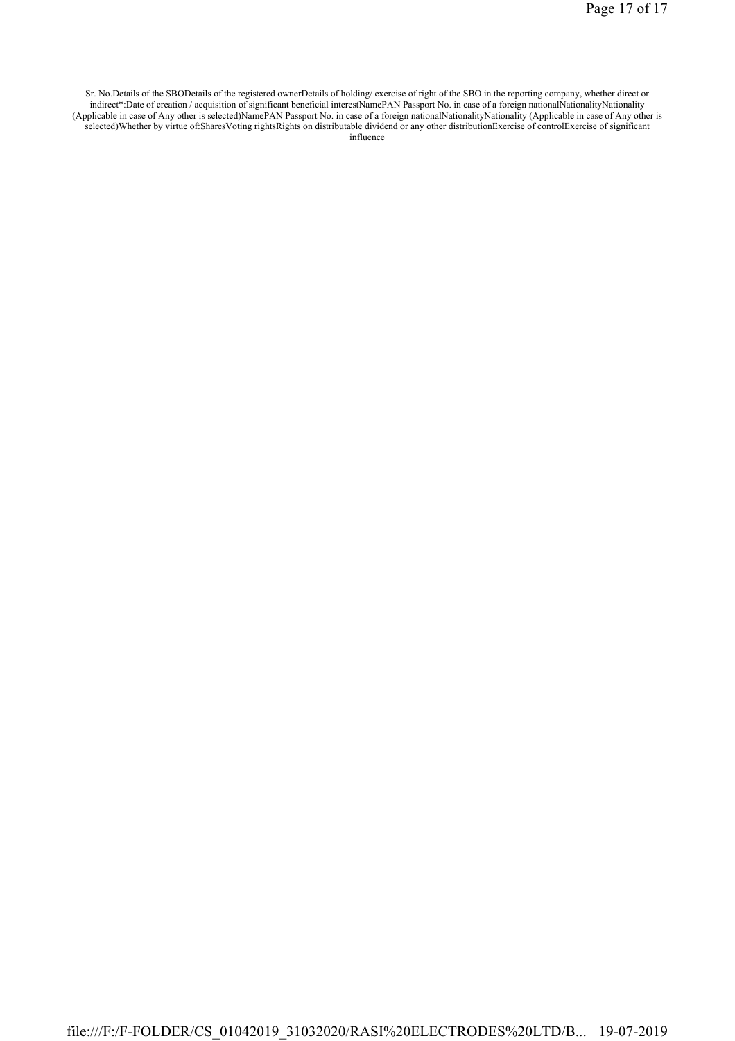Sr. No.Details of the SBODetails of the registered ownerDetails of holding/ exercise of right of the SBO in the reporting company, whether direct or indirect*:Date of creation / acquisition of significant beneficial interestNamePAN Passport No. in case of a foreign nationalNationalityNationality (Applicable in case of Any other is selected)NamePAN Passport No. in case of a foreign nationalNationalityNationality (Applicable in case of Any other is selected)Whether by virtue of:SharesVoting rightsRights on distributable dividend or any other distributionExercise of controlExercise of significant influence